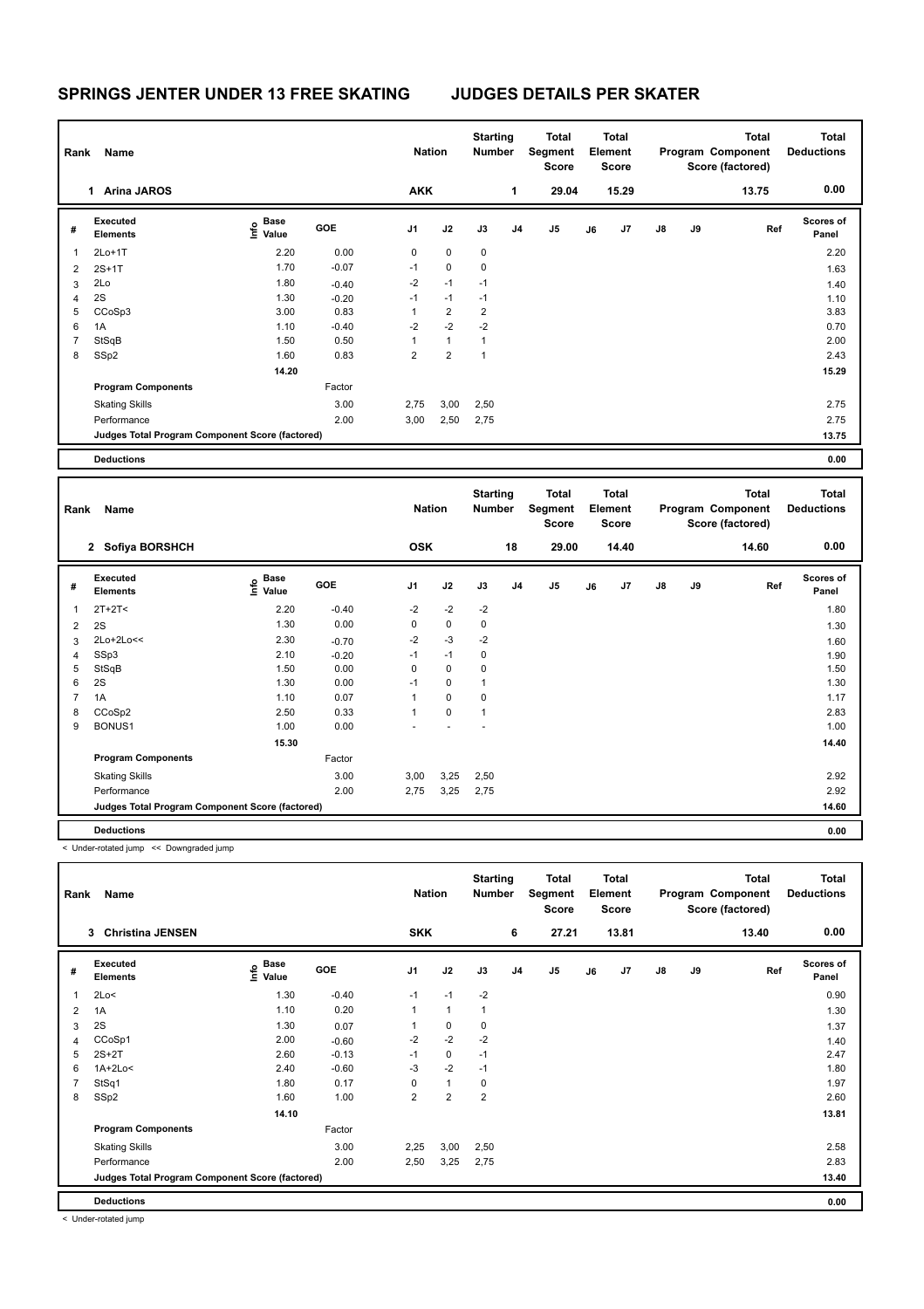# SPRINGS JENTER UNDER 13 FREE SKATING JUDGES DETAILS PER SKATER

| Rank | Name | Nation | Starting Number | Total Segment Score | Total Element Score | Total Program Component Score (factored) | Total Deductions |
|---|---|---|---|---|---|---|---|
| 1 | Arina JAROS | AKK | 1 | 29.04 | 15.29 | 13.75 | 0.00 |

| # | Executed Elements | Info | Base Value | GOE | J1 | J2 | J3 | J4 | J5 | J6 | J7 | J8 | J9 | Ref | Scores of Panel |
|---|---|---|---|---|---|---|---|---|---|---|---|---|---|---|---|
| 1 | 2Lo+1T | | 2.20 | 0.00 | 0 | 0 | 0 | | | | | | | | 2.20 |
| 2 | 2S+1T | | 1.70 | -0.07 | -1 | 0 | 0 | | | | | | | | 1.63 |
| 3 | 2Lo | | 1.80 | -0.40 | -2 | -1 | -1 | | | | | | | | 1.40 |
| 4 | 2S | | 1.30 | -0.20 | -1 | -1 | -1 | | | | | | | | 1.10 |
| 5 | CCoSp3 | | 3.00 | 0.83 | 1 | 2 | 2 | | | | | | | | 3.83 |
| 6 | 1A | | 1.10 | -0.40 | -2 | -2 | -2 | | | | | | | | 0.70 |
| 7 | StSqB | | 1.50 | 0.50 | 1 | 1 | 1 | | | | | | | | 2.00 |
| 8 | SSp2 | | 1.60 | 0.83 | 2 | 2 | 1 | | | | | | | | 2.43 |
| | | | 14.20 | | | | | | | | | | | | 15.29 |
| | **Program Components** | | | Factor | | | | | | | | | | | |
| | Skating Skills | | | 3.00 | 2,75 | 3,00 | 2,50 | | | | | | | | 2.75 |
| | Performance | | | 2.00 | 3,00 | 2,50 | 2,75 | | | | | | | | 2.75 |
| | **Judges Total Program Component Score (factored)** | | | | | | | | | | | | | | 13.75 |
| | **Deductions** | | | | | | | | | | | | | | 0.00 |

| Rank | Name | Nation | Starting Number | Total Segment Score | Total Element Score | Total Program Component Score (factored) | Total Deductions |
|---|---|---|---|---|---|---|---|
| 2 | Sofiya BORSHCH | OSK | 18 | 29.00 | 14.40 | 14.60 | 0.00 |

| # | Executed Elements | Info | Base Value | GOE | J1 | J2 | J3 | J4 | J5 | J6 | J7 | J8 | J9 | Ref | Scores of Panel |
|---|---|---|---|---|---|---|---|---|---|---|---|---|---|---|---|
| 1 | 2T+2T< | | 2.20 | -0.40 | -2 | -2 | -2 | | | | | | | | 1.80 |
| 2 | 2S | | 1.30 | 0.00 | 0 | 0 | 0 | | | | | | | | 1.30 |
| 3 | 2Lo+2Lo<< | | 2.30 | -0.70 | -2 | -3 | -2 | | | | | | | | 1.60 |
| 4 | SSp3 | | 2.10 | -0.20 | -1 | -1 | 0 | | | | | | | | 1.90 |
| 5 | StSqB | | 1.50 | 0.00 | 0 | 0 | 0 | | | | | | | | 1.50 |
| 6 | 2S | | 1.30 | 0.00 | -1 | 0 | 1 | | | | | | | | 1.30 |
| 7 | 1A | | 1.10 | 0.07 | 1 | 0 | 0 | | | | | | | | 1.17 |
| 8 | CCoSp2 | | 2.50 | 0.33 | 1 | 0 | 1 | | | | | | | | 2.83 |
| 9 | BONUS1 | | 1.00 | 0.00 | - | - | - | | | | | | | | 1.00 |
| | | | 15.30 | | | | | | | | | | | | 14.40 |
| | **Program Components** | | | Factor | | | | | | | | | | | |
| | Skating Skills | | | 3.00 | 3,00 | 3,25 | 2,50 | | | | | | | | 2.92 |
| | Performance | | | 2.00 | 2,75 | 3,25 | 2,75 | | | | | | | | 2.92 |
| | **Judges Total Program Component Score (factored)** | | | | | | | | | | | | | | 14.60 |
| | **Deductions** | | | | | | | | | | | | | | 0.00 |

< Under-rotated jump << Downgraded jump

| Rank | Name | Nation | Starting Number | Total Segment Score | Total Element Score | Total Program Component Score (factored) | Total Deductions |
|---|---|---|---|---|---|---|---|
| 3 | Christina JENSEN | SKK | 6 | 27.21 | 13.81 | 13.40 | 0.00 |

| # | Executed Elements | Info | Base Value | GOE | J1 | J2 | J3 | J4 | J5 | J6 | J7 | J8 | J9 | Ref | Scores of Panel |
|---|---|---|---|---|---|---|---|---|---|---|---|---|---|---|---|
| 1 | 2Lo< | | 1.30 | -0.40 | -1 | -1 | -2 | | | | | | | | 0.90 |
| 2 | 1A | | 1.10 | 0.20 | 1 | 1 | 1 | | | | | | | | 1.30 |
| 3 | 2S | | 1.30 | 0.07 | 1 | 0 | 0 | | | | | | | | 1.37 |
| 4 | CCoSp1 | | 2.00 | -0.60 | -2 | -2 | -2 | | | | | | | | 1.40 |
| 5 | 2S+2T | | 2.60 | -0.13 | -1 | 0 | -1 | | | | | | | | 2.47 |
| 6 | 1A+2Lo< | | 2.40 | -0.60 | -3 | -2 | -1 | | | | | | | | 1.80 |
| 7 | StSq1 | | 1.80 | 0.17 | 0 | 1 | 0 | | | | | | | | 1.97 |
| 8 | SSp2 | | 1.60 | 1.00 | 2 | 2 | 2 | | | | | | | | 2.60 |
| | | | 14.10 | | | | | | | | | | | | 13.81 |
| | **Program Components** | | | Factor | | | | | | | | | | | |
| | Skating Skills | | | 3.00 | 2,25 | 3,00 | 2,50 | | | | | | | | 2.58 |
| | Performance | | | 2.00 | 2,50 | 3,25 | 2,75 | | | | | | | | 2.83 |
| | **Judges Total Program Component Score (factored)** | | | | | | | | | | | | | | 13.40 |
| | **Deductions** | | | | | | | | | | | | | | 0.00 |

< Under-rotated jump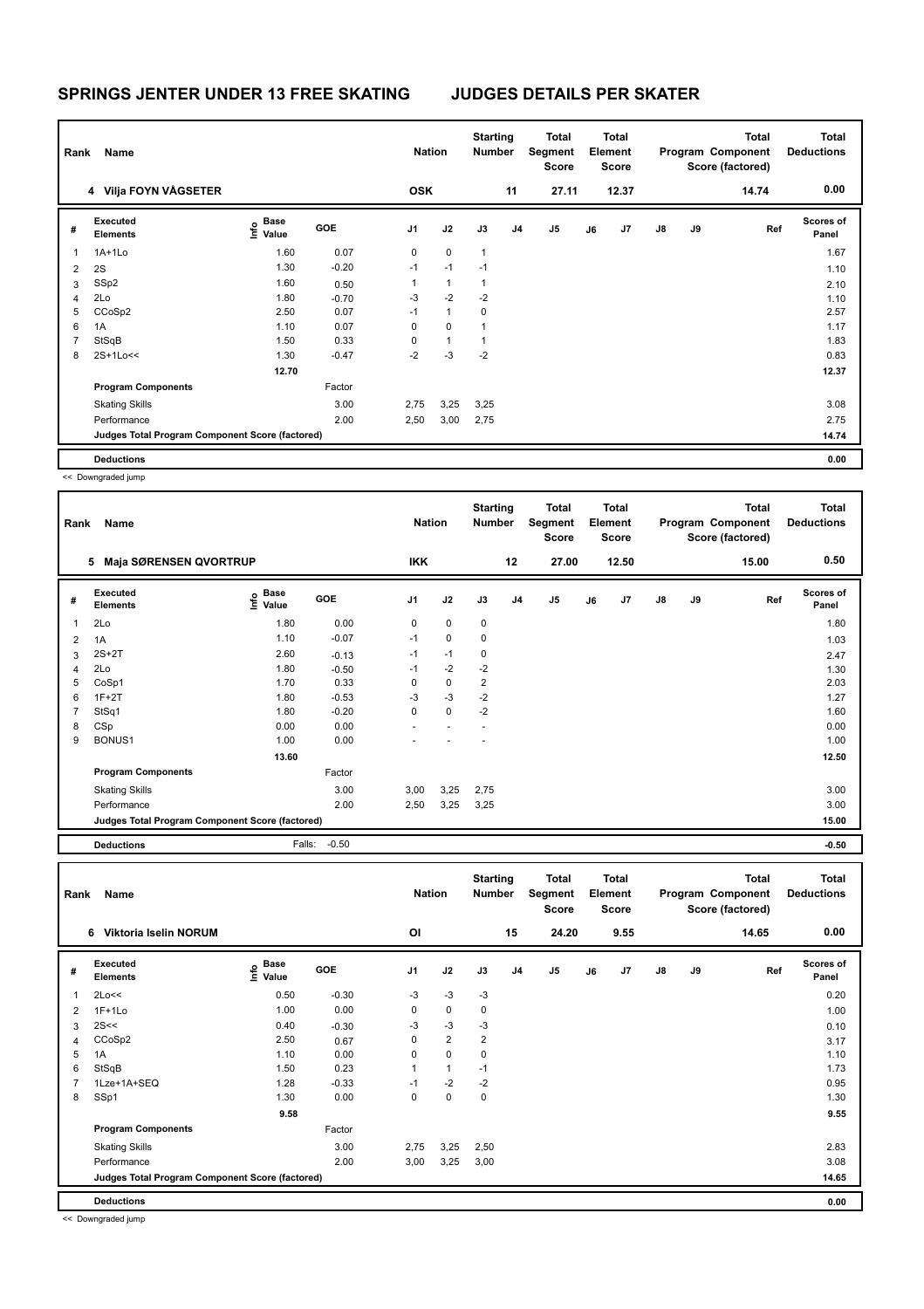# SPRINGS JENTER UNDER 13 FREE SKATING JUDGES DETAILS PER SKATER

| Rank | Name | Nation | Starting Number | Total Segment Score | Total Element Score | Total Program Component Score (factored) | Total Deductions |
|---|---|---|---|---|---|---|---|
| 4 | Vilja FOYN VÅGSETER | OSK | 11 | 27.11 | 12.37 | 14.74 | 0.00 |

| # | Executed Elements | Info | Base Value | GOE | J1 | J2 | J3 | J4 | J5 | J6 | J7 | J8 | J9 | Ref | Scores of Panel |
|---|---|---|---|---|---|---|---|---|---|---|---|---|---|---|---|
| 1 | 1A+1Lo | | 1.60 | 0.07 | 0 | 0 | 1 | | | | | | | | 1.67 |
| 2 | 2S | | 1.30 | -0.20 | -1 | -1 | -1 | | | | | | | | 1.10 |
| 3 | SSp2 | | 1.60 | 0.50 | 1 | 1 | 1 | | | | | | | | 2.10 |
| 4 | 2Lo | | 1.80 | -0.70 | -3 | -2 | -2 | | | | | | | | 1.10 |
| 5 | CCoSp2 | | 2.50 | 0.07 | -1 | 1 | 0 | | | | | | | | 2.57 |
| 6 | 1A | | 1.10 | 0.07 | 0 | 0 | 1 | | | | | | | | 1.17 |
| 7 | StSqB | | 1.50 | 0.33 | 0 | 1 | 1 | | | | | | | | 1.83 |
| 8 | 2S+1Lo<< | | 1.30 | -0.47 | -2 | -3 | -2 | | | | | | | | 0.83 |
| | | | 12.70 | | | | | | | | | | | | 12.37 |
| | **Program Components** | | | Factor | | | | | | | | | | | |
| | Skating Skills | | | 3.00 | 2,75 | 3,25 | 3,25 | | | | | | | | 3.08 |
| | Performance | | | 2.00 | 2,50 | 3,00 | 2,75 | | | | | | | | 2.75 |
| | **Judges Total Program Component Score (factored)** | | | | | | | | | | | | | | 14.74 |
| | **Deductions** | | | | | | | | | | | | | | 0.00 |

<< Downgraded jump

| Rank | Name | Nation | Starting Number | Total Segment Score | Total Element Score | Total Program Component Score (factored) | Total Deductions |
|---|---|---|---|---|---|---|---|
| 5 | Maja SØRENSEN QVORTRUP | IKK | 12 | 27.00 | 12.50 | 15.00 | 0.50 |

| # | Executed Elements | Info | Base Value | GOE | J1 | J2 | J3 | J4 | J5 | J6 | J7 | J8 | J9 | Ref | Scores of Panel |
|---|---|---|---|---|---|---|---|---|---|---|---|---|---|---|---|
| 1 | 2Lo | | 1.80 | 0.00 | 0 | 0 | 0 | | | | | | | | 1.80 |
| 2 | 1A | | 1.10 | -0.07 | -1 | 0 | 0 | | | | | | | | 1.03 |
| 3 | 2S+2T | | 2.60 | -0.13 | -1 | -1 | 0 | | | | | | | | 2.47 |
| 4 | 2Lo | | 1.80 | -0.50 | -1 | -2 | -2 | | | | | | | | 1.30 |
| 5 | CoSp1 | | 1.70 | 0.33 | 0 | 0 | 2 | | | | | | | | 2.03 |
| 6 | 1F+2T | | 1.80 | -0.53 | -3 | -3 | -2 | | | | | | | | 1.27 |
| 7 | StSq1 | | 1.80 | -0.20 | 0 | 0 | -2 | | | | | | | | 1.60 |
| 8 | CSp | | 0.00 | 0.00 | - | - | - | | | | | | | | 0.00 |
| 9 | BONUS1 | | 1.00 | 0.00 | - | - | - | | | | | | | | 1.00 |
| | | | 13.60 | | | | | | | | | | | | 12.50 |
| | **Program Components** | | | Factor | | | | | | | | | | | |
| | Skating Skills | | | 3.00 | 3,00 | 3,25 | 2,75 | | | | | | | | 3.00 |
| | Performance | | | 2.00 | 2,50 | 3,25 | 3,25 | | | | | | | | 3.00 |
| | **Judges Total Program Component Score (factored)** | | | | | | | | | | | | | | 15.00 |
| | **Deductions** | | Falls: | -0.50 | | | | | | | | | | | -0.50 |

| Rank | Name | Nation | Starting Number | Total Segment Score | Total Element Score | Total Program Component Score (factored) | Total Deductions |
|---|---|---|---|---|---|---|---|
| 6 | Viktoria Iselin NORUM | OI | 15 | 24.20 | 9.55 | 14.65 | 0.00 |

| # | Executed Elements | Info | Base Value | GOE | J1 | J2 | J3 | J4 | J5 | J6 | J7 | J8 | J9 | Ref | Scores of Panel |
|---|---|---|---|---|---|---|---|---|---|---|---|---|---|---|---|
| 1 | 2Lo<< | | 0.50 | -0.30 | -3 | -3 | -3 | | | | | | | | 0.20 |
| 2 | 1F+1Lo | | 1.00 | 0.00 | 0 | 0 | 0 | | | | | | | | 1.00 |
| 3 | 2S<< | | 0.40 | -0.30 | -3 | -3 | -3 | | | | | | | | 0.10 |
| 4 | CCoSp2 | | 2.50 | 0.67 | 0 | 2 | 2 | | | | | | | | 3.17 |
| 5 | 1A | | 1.10 | 0.00 | 0 | 0 | 0 | | | | | | | | 1.10 |
| 6 | StSqB | | 1.50 | 0.23 | 1 | 1 | -1 | | | | | | | | 1.73 |
| 7 | 1Lze+1A+SEQ | | 1.28 | -0.33 | -1 | -2 | -2 | | | | | | | | 0.95 |
| 8 | SSp1 | | 1.30 | 0.00 | 0 | 0 | 0 | | | | | | | | 1.30 |
| | | | 9.58 | | | | | | | | | | | | 9.55 |
| | **Program Components** | | | Factor | | | | | | | | | | | |
| | Skating Skills | | | 3.00 | 2,75 | 3,25 | 2,50 | | | | | | | | 2.83 |
| | Performance | | | 2.00 | 3,00 | 3,25 | 3,00 | | | | | | | | 3.08 |
| | **Judges Total Program Component Score (factored)** | | | | | | | | | | | | | | 14.65 |
| | **Deductions** | | | | | | | | | | | | | | 0.00 |

<< Downgraded jump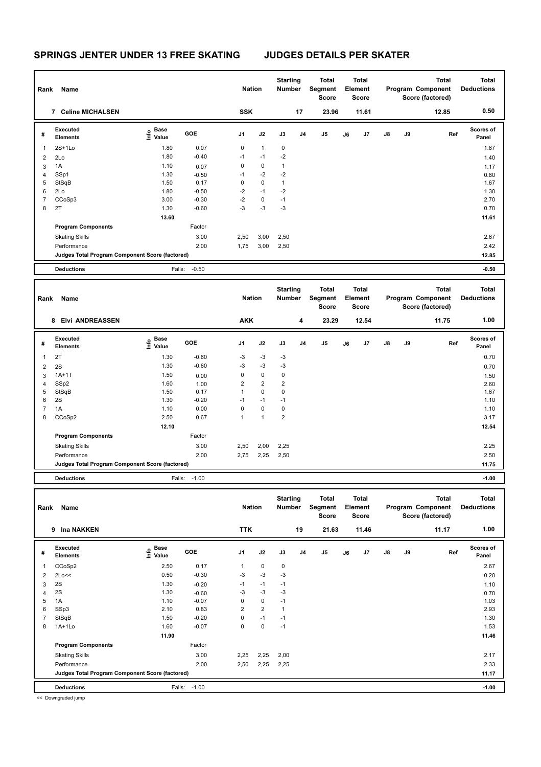# SPRINGS JENTER UNDER 13 FREE SKATING — JUDGES DETAILS PER SKATER

| Rank | Name | Nation | Starting Number | Total Segment Score | Total Element Score | Total Program Component Score (factored) | Total Deductions |
|---|---|---|---|---|---|---|---|
| 7 | Celine MICHALSEN | SSK | 17 | 23.96 | 11.61 | 12.85 | 0.50 |

| # | Executed Elements | Info | Base Value | GOE | J1 | J2 | J3 | J4 | J5 | J6 | J7 | J8 | J9 | Ref | Scores of Panel |
|---|---|---|---|---|---|---|---|---|---|---|---|---|---|---|---|
| 1 | 2S+1Lo | | 1.80 | 0.07 | 0 | 1 | 0 | | | | | | | | 1.87 |
| 2 | 2Lo | | 1.80 | -0.40 | -1 | -1 | -2 | | | | | | | | 1.40 |
| 3 | 1A | | 1.10 | 0.07 | 0 | 0 | 1 | | | | | | | | 1.17 |
| 4 | SSp1 | | 1.30 | -0.50 | -1 | -2 | -2 | | | | | | | | 0.80 |
| 5 | StSqB | | 1.50 | 0.17 | 0 | 0 | 1 | | | | | | | | 1.67 |
| 6 | 2Lo | | 1.80 | -0.50 | -2 | -1 | -2 | | | | | | | | 1.30 |
| 7 | CCoSp3 | | 3.00 | -0.30 | -2 | 0 | -1 | | | | | | | | 2.70 |
| 8 | 2T | | 1.30 | -0.60 | -3 | -3 | -3 | | | | | | | | 0.70 |
| | | | 13.60 | | | | | | | | | | | | 11.61 |
| | Program Components | | | Factor | | | | | | | | | | | |
| | Skating Skills | | | 3.00 | 2,50 | 3,00 | 2,50 | | | | | | | | 2.67 |
| | Performance | | | 2.00 | 1,75 | 3,00 | 2,50 | | | | | | | | 2.42 |
| | Judges Total Program Component Score (factored) | | | | | | | | | | | | | | 12.85 |
| | Deductions | | Falls: | -0.50 | | | | | | | | | | | -0.50 |

| Rank | Name | Nation | Starting Number | Total Segment Score | Total Element Score | Total Program Component Score (factored) | Total Deductions |
|---|---|---|---|---|---|---|---|
| 8 | Elvi ANDREASSEN | AKK | 4 | 23.29 | 12.54 | 11.75 | 1.00 |

| # | Executed Elements | Info | Base Value | GOE | J1 | J2 | J3 | J4 | J5 | J6 | J7 | J8 | J9 | Ref | Scores of Panel |
|---|---|---|---|---|---|---|---|---|---|---|---|---|---|---|---|
| 1 | 2T | | 1.30 | -0.60 | -3 | -3 | -3 | | | | | | | | 0.70 |
| 2 | 2S | | 1.30 | -0.60 | -3 | -3 | -3 | | | | | | | | 0.70 |
| 3 | 1A+1T | | 1.50 | 0.00 | 0 | 0 | 0 | | | | | | | | 1.50 |
| 4 | SSp2 | | 1.60 | 1.00 | 2 | 2 | 2 | | | | | | | | 2.60 |
| 5 | StSqB | | 1.50 | 0.17 | 1 | 0 | 0 | | | | | | | | 1.67 |
| 6 | 2S | | 1.30 | -0.20 | -1 | -1 | -1 | | | | | | | | 1.10 |
| 7 | 1A | | 1.10 | 0.00 | 0 | 0 | 0 | | | | | | | | 1.10 |
| 8 | CCoSp2 | | 2.50 | 0.67 | 1 | 1 | 2 | | | | | | | | 3.17 |
| | | | 12.10 | | | | | | | | | | | | 12.54 |
| | Program Components | | | Factor | | | | | | | | | | | |
| | Skating Skills | | | 3.00 | 2,50 | 2,00 | 2,25 | | | | | | | | 2.25 |
| | Performance | | | 2.00 | 2,75 | 2,25 | 2,50 | | | | | | | | 2.50 |
| | Judges Total Program Component Score (factored) | | | | | | | | | | | | | | 11.75 |
| | Deductions | | Falls: | -1.00 | | | | | | | | | | | -1.00 |

| Rank | Name | Nation | Starting Number | Total Segment Score | Total Element Score | Total Program Component Score (factored) | Total Deductions |
|---|---|---|---|---|---|---|---|
| 9 | Ina NAKKEN | TTK | 19 | 21.63 | 11.46 | 11.17 | 1.00 |

| # | Executed Elements | Info | Base Value | GOE | J1 | J2 | J3 | J4 | J5 | J6 | J7 | J8 | J9 | Ref | Scores of Panel |
|---|---|---|---|---|---|---|---|---|---|---|---|---|---|---|---|
| 1 | CCoSp2 | | 2.50 | 0.17 | 1 | 0 | 0 | | | | | | | | 2.67 |
| 2 | 2Lo<< | | 0.50 | -0.30 | -3 | -3 | -3 | | | | | | | | 0.20 |
| 3 | 2S | | 1.30 | -0.20 | -1 | -1 | -1 | | | | | | | | 1.10 |
| 4 | 2S | | 1.30 | -0.60 | -3 | -3 | -3 | | | | | | | | 0.70 |
| 5 | 1A | | 1.10 | -0.07 | 0 | 0 | -1 | | | | | | | | 1.03 |
| 6 | SSp3 | | 2.10 | 0.83 | 2 | 2 | 1 | | | | | | | | 2.93 |
| 7 | StSqB | | 1.50 | -0.20 | 0 | -1 | -1 | | | | | | | | 1.30 |
| 8 | 1A+1Lo | | 1.60 | -0.07 | 0 | 0 | -1 | | | | | | | | 1.53 |
| | | | 11.90 | | | | | | | | | | | | 11.46 |
| | Program Components | | | Factor | | | | | | | | | | | |
| | Skating Skills | | | 3.00 | 2,25 | 2,25 | 2,00 | | | | | | | | 2.17 |
| | Performance | | | 2.00 | 2,50 | 2,25 | 2,25 | | | | | | | | 2.33 |
| | Judges Total Program Component Score (factored) | | | | | | | | | | | | | | 11.17 |
| | Deductions | | Falls: | -1.00 | | | | | | | | | | | -1.00 |

<< Downgraded jump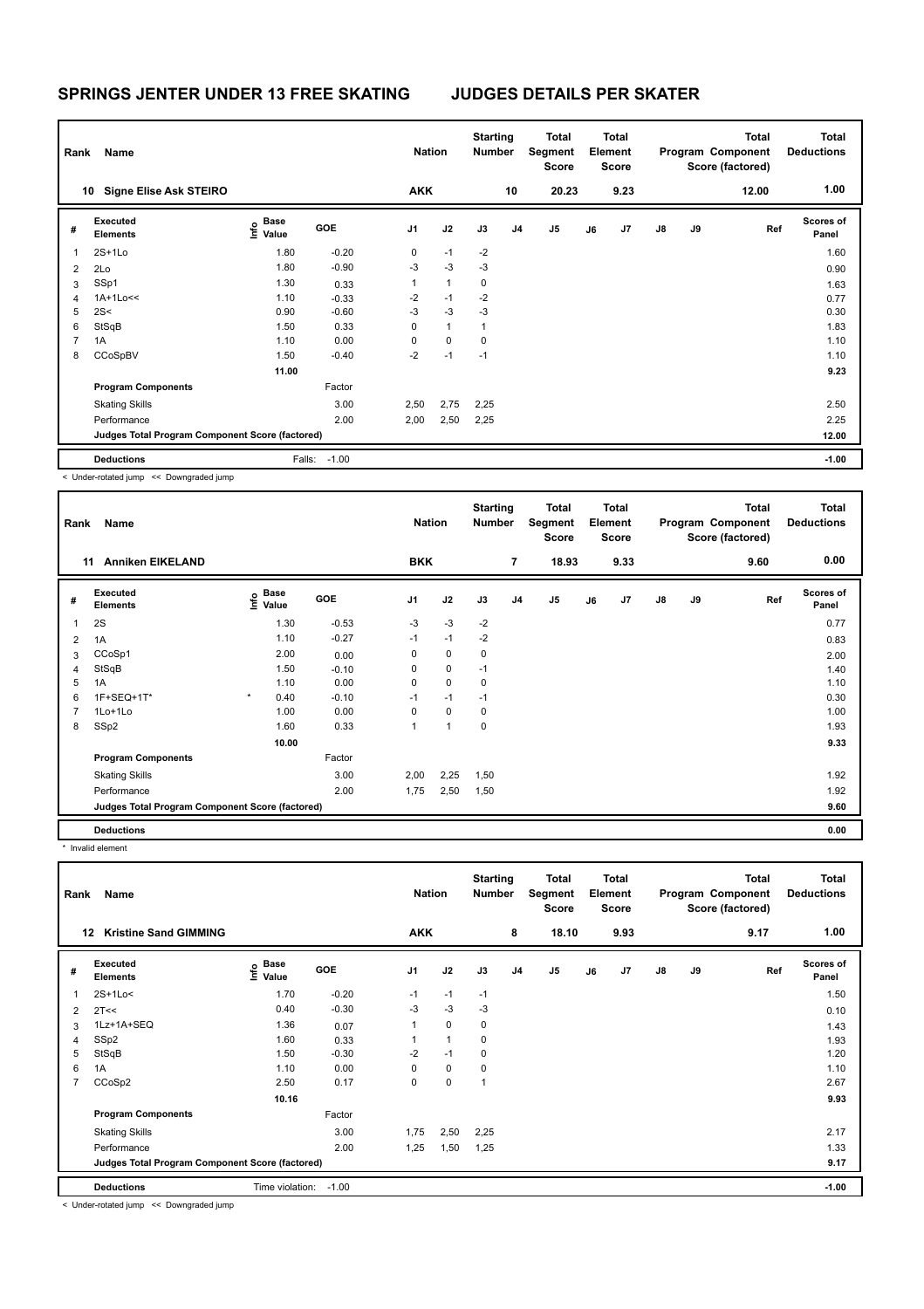# SPRINGS JENTER UNDER 13 FREE SKATING JUDGES DETAILS PER SKATER

| Rank | Name | Nation | Starting Number | Total Segment Score | Total Element Score | Total Program Component Score (factored) | Total Deductions |
|---|---|---|---|---|---|---|---|
| 10 | Signe Elise Ask STEIRO | AKK | 10 | 20.23 | 9.23 | 12.00 | 1.00 |

| # | Executed Elements | Info | Base Value | GOE | J1 | J2 | J3 | J4 | J5 | J6 | J7 | J8 | J9 | Ref | Scores of Panel |
|---|---|---|---|---|---|---|---|---|---|---|---|---|---|---|---|
| 1 | 2S+1Lo | | 1.80 | -0.20 | 0 | -1 | -2 | | | | | | | | 1.60 |
| 2 | 2Lo | | 1.80 | -0.90 | -3 | -3 | -3 | | | | | | | | 0.90 |
| 3 | SSp1 | | 1.30 | 0.33 | 1 | 1 | 0 | | | | | | | | 1.63 |
| 4 | 1A+1Lo<< | | 1.10 | -0.33 | -2 | -1 | -2 | | | | | | | | 0.77 |
| 5 | 2S< | | 0.90 | -0.60 | -3 | -3 | -3 | | | | | | | | 0.30 |
| 6 | StSqB | | 1.50 | 0.33 | 0 | 1 | 1 | | | | | | | | 1.83 |
| 7 | 1A | | 1.10 | 0.00 | 0 | 0 | 0 | | | | | | | | 1.10 |
| 8 | CCoSpBV | | 1.50 | -0.40 | -2 | -1 | -1 | | | | | | | | 1.10 |
| | | | 11.00 | | | | | | | | | | | | 9.23 |
| | **Program Components** | | | Factor | | | | | | | | | | | |
| | Skating Skills | | | 3.00 | 2,50 | 2,75 | 2,25 | | | | | | | | 2.50 |
| | Performance | | | 2.00 | 2,00 | 2,50 | 2,25 | | | | | | | | 2.25 |
| | Judges Total Program Component Score (factored) | | | | | | | | | | | | | | 12.00 |
| | **Deductions** | | Falls: | -1.00 | | | | | | | | | | | -1.00 |

< Under-rotated jump << Downgraded jump

| Rank | Name | Nation | Starting Number | Total Segment Score | Total Element Score | Total Program Component Score (factored) | Total Deductions |
|---|---|---|---|---|---|---|---|
| 11 | Anniken EIKELAND | BKK | 7 | 18.93 | 9.33 | 9.60 | 0.00 |

| # | Executed Elements | Info | Base Value | GOE | J1 | J2 | J3 | J4 | J5 | J6 | J7 | J8 | J9 | Ref | Scores of Panel |
|---|---|---|---|---|---|---|---|---|---|---|---|---|---|---|---|
| 1 | 2S | | 1.30 | -0.53 | -3 | -3 | -2 | | | | | | | | 0.77 |
| 2 | 1A | | 1.10 | -0.27 | -1 | -1 | -2 | | | | | | | | 0.83 |
| 3 | CCoSp1 | | 2.00 | 0.00 | 0 | 0 | 0 | | | | | | | | 2.00 |
| 4 | StSqB | | 1.50 | -0.10 | 0 | 0 | -1 | | | | | | | | 1.40 |
| 5 | 1A | | 1.10 | 0.00 | 0 | 0 | 0 | | | | | | | | 1.10 |
| 6 | 1F+SEQ+1T* | * | 0.40 | -0.10 | -1 | -1 | -1 | | | | | | | | 0.30 |
| 7 | 1Lo+1Lo | | 1.00 | 0.00 | 0 | 0 | 0 | | | | | | | | 1.00 |
| 8 | SSp2 | | 1.60 | 0.33 | 1 | 1 | 0 | | | | | | | | 1.93 |
| | | | 10.00 | | | | | | | | | | | | 9.33 |
| | **Program Components** | | | Factor | | | | | | | | | | | |
| | Skating Skills | | | 3.00 | 2,00 | 2,25 | 1,50 | | | | | | | | 1.92 |
| | Performance | | | 2.00 | 1,75 | 2,50 | 1,50 | | | | | | | | 1.92 |
| | Judges Total Program Component Score (factored) | | | | | | | | | | | | | | 9.60 |
| | **Deductions** | | | | | | | | | | | | | | 0.00 |

* Invalid element

| Rank | Name | Nation | Starting Number | Total Segment Score | Total Element Score | Total Program Component Score (factored) | Total Deductions |
|---|---|---|---|---|---|---|---|
| 12 | Kristine Sand GIMMING | AKK | 8 | 18.10 | 9.93 | 9.17 | 1.00 |

| # | Executed Elements | Info | Base Value | GOE | J1 | J2 | J3 | J4 | J5 | J6 | J7 | J8 | J9 | Ref | Scores of Panel |
|---|---|---|---|---|---|---|---|---|---|---|---|---|---|---|---|
| 1 | 2S+1Lo< | | 1.70 | -0.20 | -1 | -1 | -1 | | | | | | | | 1.50 |
| 2 | 2T<< | | 0.40 | -0.30 | -3 | -3 | -3 | | | | | | | | 0.10 |
| 3 | 1Lz+1A+SEQ | | 1.36 | 0.07 | 1 | 0 | 0 | | | | | | | | 1.43 |
| 4 | SSp2 | | 1.60 | 0.33 | 1 | 1 | 0 | | | | | | | | 1.93 |
| 5 | StSqB | | 1.50 | -0.30 | -2 | -1 | 0 | | | | | | | | 1.20 |
| 6 | 1A | | 1.10 | 0.00 | 0 | 0 | 0 | | | | | | | | 1.10 |
| 7 | CCoSp2 | | 2.50 | 0.17 | 0 | 0 | 1 | | | | | | | | 2.67 |
| | | | 10.16 | | | | | | | | | | | | 9.93 |
| | **Program Components** | | | Factor | | | | | | | | | | | |
| | Skating Skills | | | 3.00 | 1,75 | 2,50 | 2,25 | | | | | | | | 2.17 |
| | Performance | | | 2.00 | 1,25 | 1,50 | 1,25 | | | | | | | | 1.33 |
| | Judges Total Program Component Score (factored) | | | | | | | | | | | | | | 9.17 |
| | **Deductions** | | Time violation: | -1.00 | | | | | | | | | | | -1.00 |

< Under-rotated jump << Downgraded jump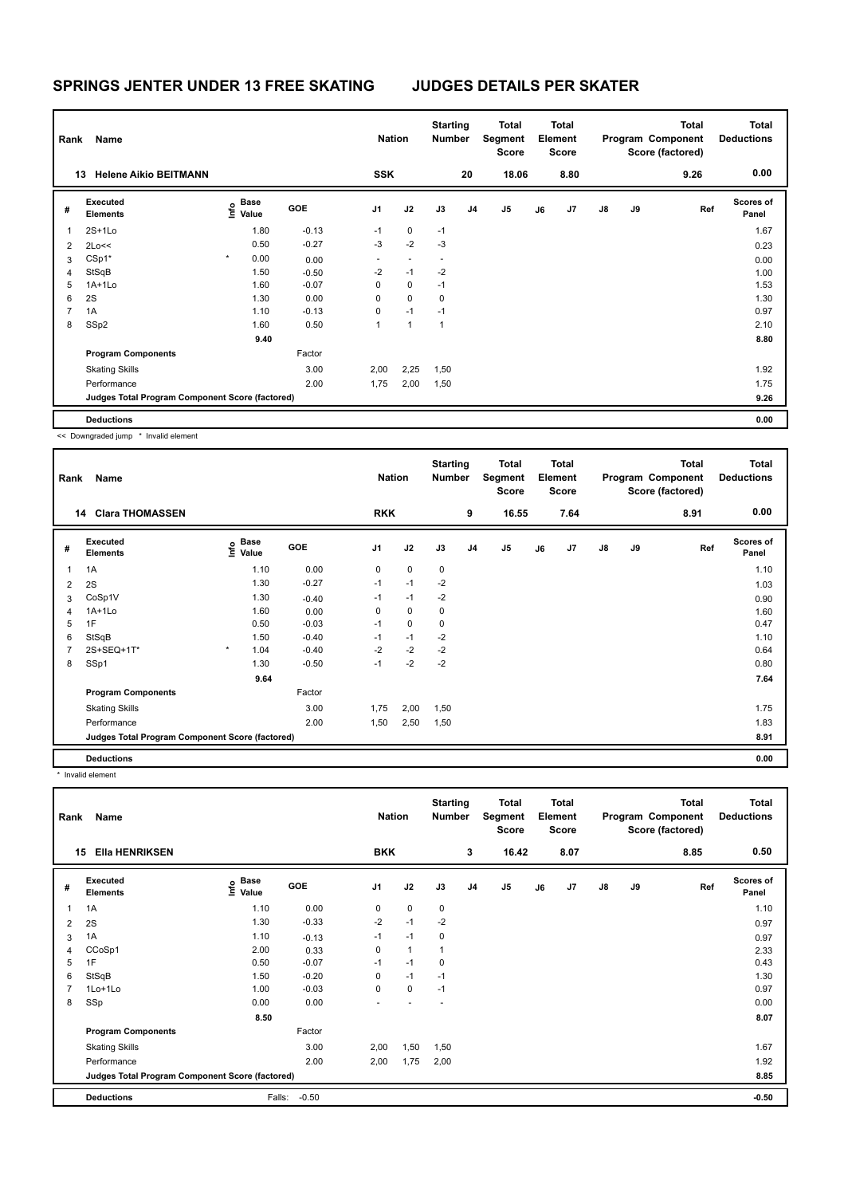# SPRINGS JENTER UNDER 13 FREE SKATING JUDGES DETAILS PER SKATER

| Rank | Name | Nation | Starting Number | Total Segment Score | Total Element Score | Total Program Component Score (factored) | Total Deductions |
|---|---|---|---|---|---|---|---|
| 13 | Helene Aikio BEITMANN | SSK | 20 | 18.06 | 8.80 | 9.26 | 0.00 |

| # | Executed Elements | Info | Base Value | GOE | J1 | J2 | J3 | J4 | J5 | J6 | J7 | J8 | J9 | Ref | Scores of Panel |
|---|---|---|---|---|---|---|---|---|---|---|---|---|---|---|---|
| 1 | 2S+1Lo | | 1.80 | -0.13 | -1 | 0 | -1 | | | | | | | | 1.67 |
| 2 | 2Lo<< | | 0.50 | -0.27 | -3 | -2 | -3 | | | | | | | | 0.23 |
| 3 | CSp1* | * | 0.00 | 0.00 | - | - | - | | | | | | | | 0.00 |
| 4 | StSqB | | 1.50 | -0.50 | -2 | -1 | -2 | | | | | | | | 1.00 |
| 5 | 1A+1Lo | | 1.60 | -0.07 | 0 | 0 | -1 | | | | | | | | 1.53 |
| 6 | 2S | | 1.30 | 0.00 | 0 | 0 | 0 | | | | | | | | 1.30 |
| 7 | 1A | | 1.10 | -0.13 | 0 | -1 | -1 | | | | | | | | 0.97 |
| 8 | SSp2 | | 1.60 | 0.50 | 1 | 1 | 1 | | | | | | | | 2.10 |
| | | | 9.40 | | | | | | | | | | | | 8.80 |
| | Program Components | | | Factor | | | | | | | | | | | |
| | Skating Skills | | | 3.00 | 2,00 | 2,25 | 1,50 | | | | | | | | 1.92 |
| | Performance | | | 2.00 | 1,75 | 2,00 | 1,50 | | | | | | | | 1.75 |
| | Judges Total Program Component Score (factored) | | | | | | | | | | | | | | 9.26 |
| | Deductions | | | | | | | | | | | | | | 0.00 |

<< Downgraded jump * Invalid element

| Rank | Name | Nation | Starting Number | Total Segment Score | Total Element Score | Total Program Component Score (factored) | Total Deductions |
|---|---|---|---|---|---|---|---|
| 14 | Clara THOMASSEN | RKK | 9 | 16.55 | 7.64 | 8.91 | 0.00 |

| # | Executed Elements | Info | Base Value | GOE | J1 | J2 | J3 | J4 | J5 | J6 | J7 | J8 | J9 | Ref | Scores of Panel |
|---|---|---|---|---|---|---|---|---|---|---|---|---|---|---|---|
| 1 | 1A | | 1.10 | 0.00 | 0 | 0 | 0 | | | | | | | | 1.10 |
| 2 | 2S | | 1.30 | -0.27 | -1 | -1 | -2 | | | | | | | | 1.03 |
| 3 | CoSp1V | | 1.30 | -0.40 | -1 | -1 | -2 | | | | | | | | 0.90 |
| 4 | 1A+1Lo | | 1.60 | 0.00 | 0 | 0 | 0 | | | | | | | | 1.60 |
| 5 | 1F | | 0.50 | -0.03 | -1 | 0 | 0 | | | | | | | | 0.47 |
| 6 | StSqB | | 1.50 | -0.40 | -1 | -1 | -2 | | | | | | | | 1.10 |
| 7 | 2S+SEQ+1T* | * | 1.04 | -0.40 | -2 | -2 | -2 | | | | | | | | 0.64 |
| 8 | SSp1 | | 1.30 | -0.50 | -1 | -2 | -2 | | | | | | | | 0.80 |
| | | | 9.64 | | | | | | | | | | | | 7.64 |
| | Program Components | | | Factor | | | | | | | | | | | |
| | Skating Skills | | | 3.00 | 1,75 | 2,00 | 1,50 | | | | | | | | 1.75 |
| | Performance | | | 2.00 | 1,50 | 2,50 | 1,50 | | | | | | | | 1.83 |
| | Judges Total Program Component Score (factored) | | | | | | | | | | | | | | 8.91 |
| | Deductions | | | | | | | | | | | | | | 0.00 |

* Invalid element

| Rank | Name | Nation | Starting Number | Total Segment Score | Total Element Score | Total Program Component Score (factored) | Total Deductions |
|---|---|---|---|---|---|---|---|
| 15 | Ella HENRIKSEN | BKK | 3 | 16.42 | 8.07 | 8.85 | 0.50 |

| # | Executed Elements | Info | Base Value | GOE | J1 | J2 | J3 | J4 | J5 | J6 | J7 | J8 | J9 | Ref | Scores of Panel |
|---|---|---|---|---|---|---|---|---|---|---|---|---|---|---|---|
| 1 | 1A | | 1.10 | 0.00 | 0 | 0 | 0 | | | | | | | | 1.10 |
| 2 | 2S | | 1.30 | -0.33 | -2 | -1 | -2 | | | | | | | | 0.97 |
| 3 | 1A | | 1.10 | -0.13 | -1 | -1 | 0 | | | | | | | | 0.97 |
| 4 | CCoSp1 | | 2.00 | 0.33 | 0 | 1 | 1 | | | | | | | | 2.33 |
| 5 | 1F | | 0.50 | -0.07 | -1 | -1 | 0 | | | | | | | | 0.43 |
| 6 | StSqB | | 1.50 | -0.20 | 0 | -1 | -1 | | | | | | | | 1.30 |
| 7 | 1Lo+1Lo | | 1.00 | -0.03 | 0 | 0 | -1 | | | | | | | | 0.97 |
| 8 | SSp | | 0.00 | 0.00 | - | - | - | | | | | | | | 0.00 |
| | | | 8.50 | | | | | | | | | | | | 8.07 |
| | Program Components | | | Factor | | | | | | | | | | | |
| | Skating Skills | | | 3.00 | 2,00 | 1,50 | 1,50 | | | | | | | | 1.67 |
| | Performance | | | 2.00 | 2,00 | 1,75 | 2,00 | | | | | | | | 1.92 |
| | Judges Total Program Component Score (factored) | | | | | | | | | | | | | | 8.85 |
| | Deductions | | Falls: | -0.50 | | | | | | | | | | | -0.50 |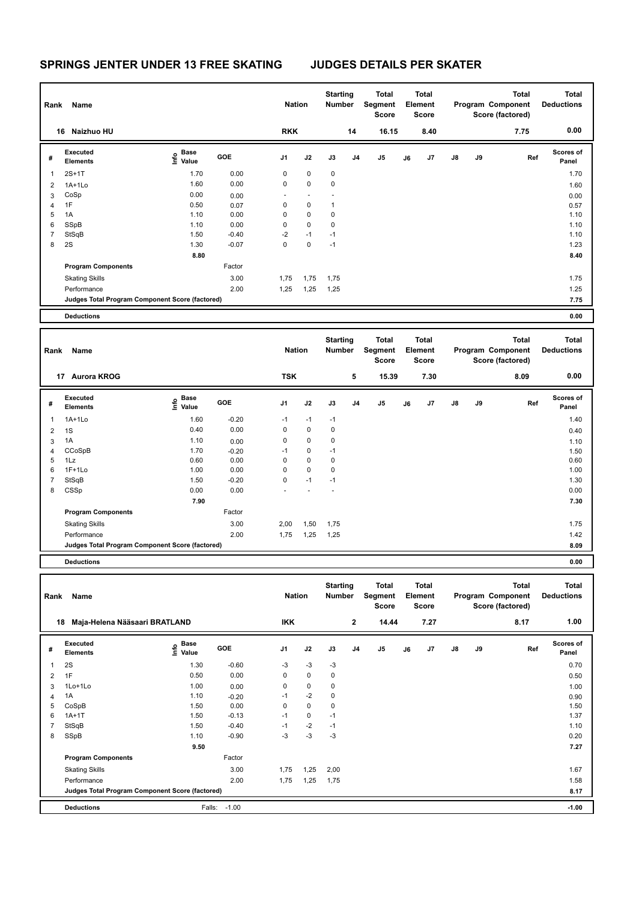# SPRINGS JENTER UNDER 13 FREE SKATING JUDGES DETAILS PER SKATER

| Rank | Name | Nation | Starting Number | Total Segment Score | Total Element Score | Total Program Component Score (factored) | Total Deductions |
|---|---|---|---|---|---|---|---|
| 16 | Naizhuo HU | RKK | 14 | 16.15 | 8.40 | 7.75 | 0.00 |

| # | Executed Elements | Info | Base Value | GOE | J1 | J2 | J3 | J4 | J5 | J6 | J7 | J8 | J9 | Ref | Scores of Panel |
|---|---|---|---|---|---|---|---|---|---|---|---|---|---|---|---|
| 1 | 2S+1T | | 1.70 | 0.00 | 0 | 0 | 0 | | | | | | | | 1.70 |
| 2 | 1A+1Lo | | 1.60 | 0.00 | 0 | 0 | 0 | | | | | | | | 1.60 |
| 3 | CoSp | | 0.00 | 0.00 | - | - | - | | | | | | | | 0.00 |
| 4 | 1F | | 0.50 | 0.07 | 0 | 0 | 1 | | | | | | | | 0.57 |
| 5 | 1A | | 1.10 | 0.00 | 0 | 0 | 0 | | | | | | | | 1.10 |
| 6 | SSpB | | 1.10 | 0.00 | 0 | 0 | 0 | | | | | | | | 1.10 |
| 7 | StSqB | | 1.50 | -0.40 | -2 | -1 | -1 | | | | | | | | 1.10 |
| 8 | 2S | | 1.30 | -0.07 | 0 | 0 | -1 | | | | | | | | 1.23 |
| | | | 8.80 | | | | | | | | | | | | 8.40 |
| | **Program Components** | | | Factor | | | | | | | | | | | |
| | Skating Skills | | | 3.00 | 1,75 | 1,75 | 1,75 | | | | | | | | 1.75 |
| | Performance | | | 2.00 | 1,25 | 1,25 | 1,25 | | | | | | | | 1.25 |
| | **Judges Total Program Component Score (factored)** | | | | | | | | | | | | | | 7.75 |
| | **Deductions** | | | | | | | | | | | | | | 0.00 |

| Rank | Name | Nation | Starting Number | Total Segment Score | Total Element Score | Total Program Component Score (factored) | Total Deductions |
|---|---|---|---|---|---|---|---|
| 17 | Aurora KROG | TSK | 5 | 15.39 | 7.30 | 8.09 | 0.00 |

| # | Executed Elements | Info | Base Value | GOE | J1 | J2 | J3 | J4 | J5 | J6 | J7 | J8 | J9 | Ref | Scores of Panel |
|---|---|---|---|---|---|---|---|---|---|---|---|---|---|---|---|
| 1 | 1A+1Lo | | 1.60 | -0.20 | -1 | -1 | -1 | | | | | | | | 1.40 |
| 2 | 1S | | 0.40 | 0.00 | 0 | 0 | 0 | | | | | | | | 0.40 |
| 3 | 1A | | 1.10 | 0.00 | 0 | 0 | 0 | | | | | | | | 1.10 |
| 4 | CCoSpB | | 1.70 | -0.20 | -1 | 0 | -1 | | | | | | | | 1.50 |
| 5 | 1Lz | | 0.60 | 0.00 | 0 | 0 | 0 | | | | | | | | 0.60 |
| 6 | 1F+1Lo | | 1.00 | 0.00 | 0 | 0 | 0 | | | | | | | | 1.00 |
| 7 | StSqB | | 1.50 | -0.20 | 0 | -1 | -1 | | | | | | | | 1.30 |
| 8 | CSSp | | 0.00 | 0.00 | - | - | - | | | | | | | | 0.00 |
| | | | 7.90 | | | | | | | | | | | | 7.30 |
| | **Program Components** | | | Factor | | | | | | | | | | | |
| | Skating Skills | | | 3.00 | 2,00 | 1,50 | 1,75 | | | | | | | | 1.75 |
| | Performance | | | 2.00 | 1,75 | 1,25 | 1,25 | | | | | | | | 1.42 |
| | **Judges Total Program Component Score (factored)** | | | | | | | | | | | | | | 8.09 |
| | **Deductions** | | | | | | | | | | | | | | 0.00 |

| Rank | Name | Nation | Starting Number | Total Segment Score | Total Element Score | Total Program Component Score (factored) | Total Deductions |
|---|---|---|---|---|---|---|---|
| 18 | Maja-Helena Nääsaari BRATLAND | IKK | 2 | 14.44 | 7.27 | 8.17 | 1.00 |

| # | Executed Elements | Info | Base Value | GOE | J1 | J2 | J3 | J4 | J5 | J6 | J7 | J8 | J9 | Ref | Scores of Panel |
|---|---|---|---|---|---|---|---|---|---|---|---|---|---|---|---|
| 1 | 2S | | 1.30 | -0.60 | -3 | -3 | -3 | | | | | | | | 0.70 |
| 2 | 1F | | 0.50 | 0.00 | 0 | 0 | 0 | | | | | | | | 0.50 |
| 3 | 1Lo+1Lo | | 1.00 | 0.00 | 0 | 0 | 0 | | | | | | | | 1.00 |
| 4 | 1A | | 1.10 | -0.20 | -1 | -2 | 0 | | | | | | | | 0.90 |
| 5 | CoSpB | | 1.50 | 0.00 | 0 | 0 | 0 | | | | | | | | 1.50 |
| 6 | 1A+1T | | 1.50 | -0.13 | -1 | 0 | -1 | | | | | | | | 1.37 |
| 7 | StSqB | | 1.50 | -0.40 | -1 | -2 | -1 | | | | | | | | 1.10 |
| 8 | SSpB | | 1.10 | -0.90 | -3 | -3 | -3 | | | | | | | | 0.20 |
| | | | 9.50 | | | | | | | | | | | | 7.27 |
| | **Program Components** | | | Factor | | | | | | | | | | | |
| | Skating Skills | | | 3.00 | 1,75 | 1,25 | 2,00 | | | | | | | | 1.67 |
| | Performance | | | 2.00 | 1,75 | 1,25 | 1,75 | | | | | | | | 1.58 |
| | **Judges Total Program Component Score (factored)** | | | | | | | | | | | | | | 8.17 |
| | **Deductions** | | Falls: | -1.00 | | | | | | | | | | | -1.00 |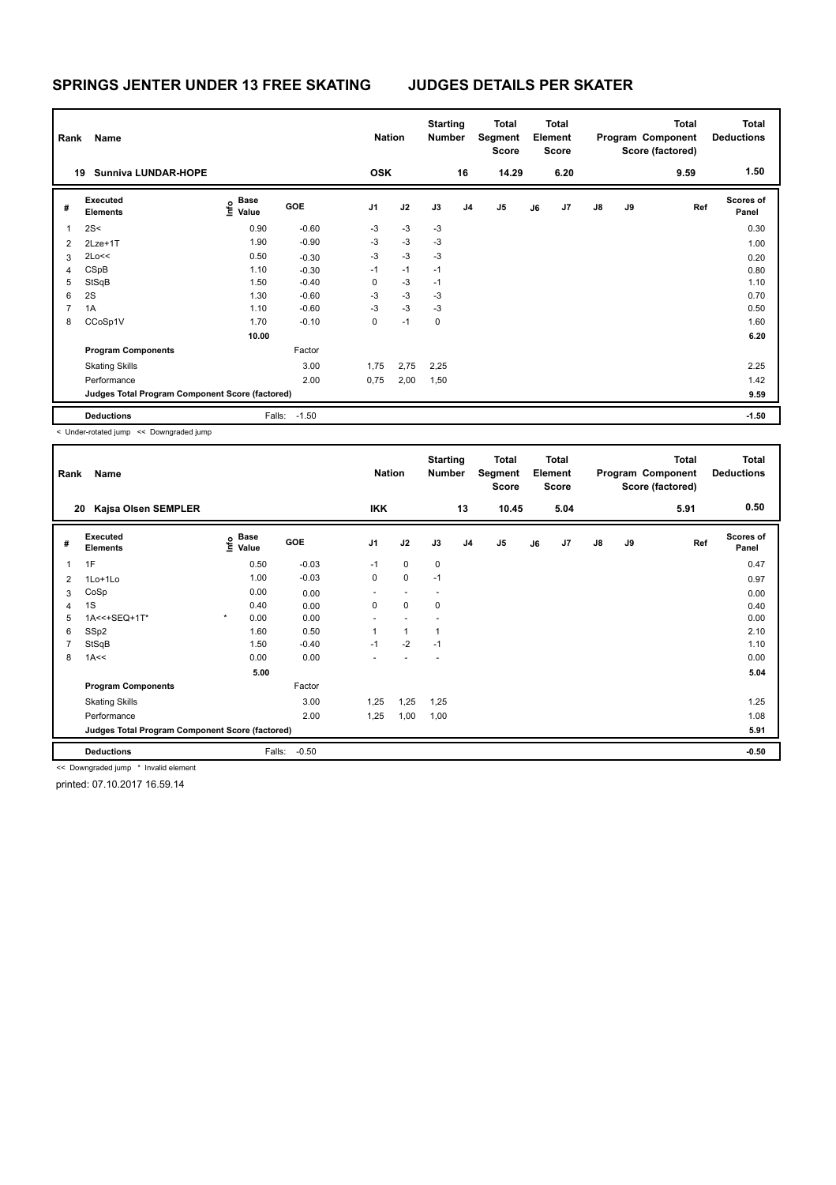# SPRINGS JENTER UNDER 13 FREE SKATING JUDGES DETAILS PER SKATER

| Rank | Name | Nation | Starting Number | Total Segment Score | Total Element Score | Total Program Component Score (factored) | Total Deductions |
|---|---|---|---|---|---|---|---|
| 19 | Sunniva LUNDAR-HOPE | OSK | 16 | 14.29 | 6.20 | 9.59 | 1.50 |

| # | Executed Elements | Info | Base Value | GOE | J1 | J2 | J3 | J4 | J5 | J6 | J7 | J8 | J9 | Ref | Scores of Panel |
|---|---|---|---|---|---|---|---|---|---|---|---|---|---|---|---|
| 1 | 2S< | | 0.90 | -0.60 | -3 | -3 | -3 | | | | | | | | 0.30 |
| 2 | 2Lze+1T | | 1.90 | -0.90 | -3 | -3 | -3 | | | | | | | | 1.00 |
| 3 | 2Lo<< | | 0.50 | -0.30 | -3 | -3 | -3 | | | | | | | | 0.20 |
| 4 | CSpB | | 1.10 | -0.30 | -1 | -1 | -1 | | | | | | | | 0.80 |
| 5 | StSqB | | 1.50 | -0.40 | 0 | -3 | -1 | | | | | | | | 1.10 |
| 6 | 2S | | 1.30 | -0.60 | -3 | -3 | -3 | | | | | | | | 0.70 |
| 7 | 1A | | 1.10 | -0.60 | -3 | -3 | -3 | | | | | | | | 0.50 |
| 8 | CCoSp1V | | 1.70 | -0.10 | 0 | -1 | 0 | | | | | | | | 1.60 |
| | | | 10.00 | | | | | | | | | | | | 6.20 |
| | Program Components | | | Factor | | | | | | | | | | | |
| | Skating Skills | | | 3.00 | 1,75 | 2,75 | 2,25 | | | | | | | | 2.25 |
| | Performance | | | 2.00 | 0,75 | 2,00 | 1,50 | | | | | | | | 1.42 |
| | Judges Total Program Component Score (factored) | | | | | | | | | | | | | | 9.59 |
| | Deductions | | Falls: | -1.50 | | | | | | | | | | | -1.50 |

< Under-rotated jump << Downgraded jump

| Rank | Name | Nation | Starting Number | Total Segment Score | Total Element Score | Total Program Component Score (factored) | Total Deductions |
|---|---|---|---|---|---|---|---|
| 20 | Kajsa Olsen SEMPLER | IKK | 13 | 10.45 | 5.04 | 5.91 | 0.50 |

| # | Executed Elements | Info | Base Value | GOE | J1 | J2 | J3 | J4 | J5 | J6 | J7 | J8 | J9 | Ref | Scores of Panel |
|---|---|---|---|---|---|---|---|---|---|---|---|---|---|---|---|
| 1 | 1F | | 0.50 | -0.03 | -1 | 0 | 0 | | | | | | | | 0.47 |
| 2 | 1Lo+1Lo | | 1.00 | -0.03 | 0 | 0 | -1 | | | | | | | | 0.97 |
| 3 | CoSp | | 0.00 | 0.00 | - | - | - | | | | | | | | 0.00 |
| 4 | 1S | | 0.40 | 0.00 | 0 | 0 | 0 | | | | | | | | 0.40 |
| 5 | 1A<<+SEQ+1T* | * | 0.00 | 0.00 | - | - | - | | | | | | | | 0.00 |
| 6 | SSp2 | | 1.60 | 0.50 | 1 | 1 | 1 | | | | | | | | 2.10 |
| 7 | StSqB | | 1.50 | -0.40 | -1 | -2 | -1 | | | | | | | | 1.10 |
| 8 | 1A<< | | 0.00 | 0.00 | - | - | - | | | | | | | | 0.00 |
| | | | 5.00 | | | | | | | | | | | | 5.04 |
| | Program Components | | | Factor | | | | | | | | | | | |
| | Skating Skills | | | 3.00 | 1,25 | 1,25 | 1,25 | | | | | | | | 1.25 |
| | Performance | | | 2.00 | 1,25 | 1,00 | 1,00 | | | | | | | | 1.08 |
| | Judges Total Program Component Score (factored) | | | | | | | | | | | | | | 5.91 |
| | Deductions | | Falls: | -0.50 | | | | | | | | | | | -0.50 |

<< Downgraded jump * Invalid element

printed: 07.10.2017 16.59.14